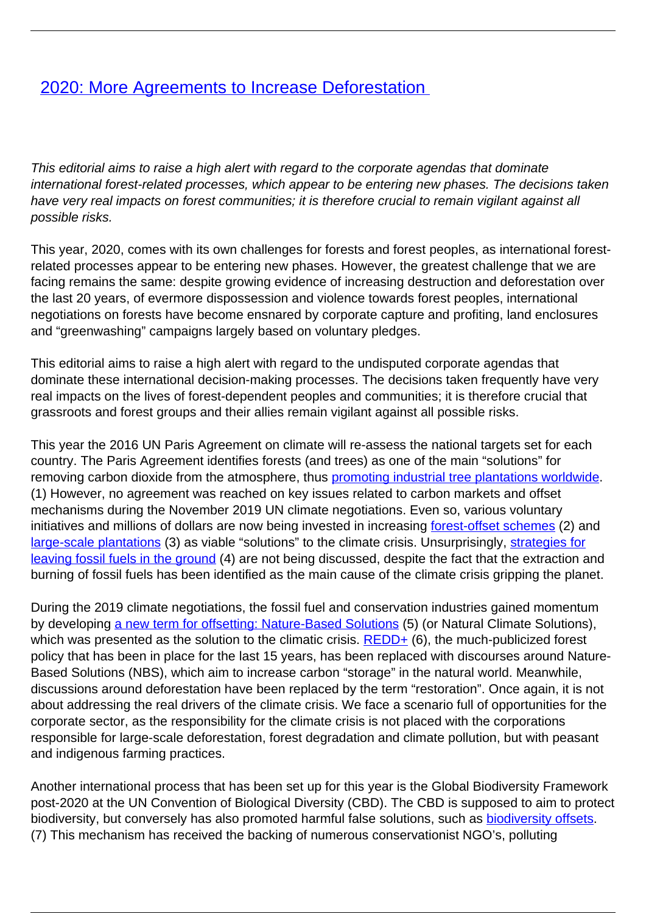# [2020: More Agreements to Increase Deforestation](#)

*This editorial aims to raise a high alert with regard to the corporate agendas that dominate international forest-related processes, which appear to be entering new phases. The decisions taken have very real impacts on forest communities; it is therefore crucial to remain vigilant against all possible risks.*

This year, 2020, comes with its own challenges for forests and forest peoples, as international forest-related processes appear to be entering new phases. However, the greatest challenge that we are facing remains the same: despite growing evidence of increasing destruction and deforestation over the last 20 years, of evermore dispossession and violence towards forest peoples, international negotiations on forests have become ensnared by corporate capture and profiting, land enclosures and "greenwashing" campaigns largely based on voluntary pledges.

This editorial aims to raise a high alert with regard to the undisputed corporate agendas that dominate these international decision-making processes. The decisions taken frequently have very real impacts on the lives of forest-dependent peoples and communities; it is therefore crucial that grassroots and forest groups and their allies remain vigilant against all possible risks.

This year the 2016 UN Paris Agreement on climate will re-assess the national targets set for each country. The Paris Agreement identifies forests (and trees) as one of the main "solutions" for removing carbon dioxide from the atmosphere, thus [promoting industrial tree plantations worldwide](#). (1) However, no agreement was reached on key issues related to carbon markets and offset mechanisms during the November 2019 UN climate negotiations. Even so, various voluntary initiatives and millions of dollars are now being invested in increasing [forest-offset schemes](#) (2) and [large-scale plantations](#) (3) as viable "solutions" to the climate crisis. Unsurprisingly, [strategies for leaving fossil fuels in the ground](#) (4) are not being discussed, despite the fact that the extraction and burning of fossil fuels has been identified as the main cause of the climate crisis gripping the planet.

During the 2019 climate negotiations, the fossil fuel and conservation industries gained momentum by developing [a new term for offsetting: Nature-Based Solutions](#) (5) (or Natural Climate Solutions), which was presented as the solution to the climatic crisis. [REDD+](#) (6), the much-publicized forest policy that has been in place for the last 15 years, has been replaced with discourses around Nature-Based Solutions (NBS), which aim to increase carbon "storage" in the natural world. Meanwhile, discussions around deforestation have been replaced by the term "restoration". Once again, it is not about addressing the real drivers of the climate crisis. We face a scenario full of opportunities for the corporate sector, as the responsibility for the climate crisis is not placed with the corporations responsible for large-scale deforestation, forest degradation and climate pollution, but with peasant and indigenous farming practices.

Another international process that has been set up for this year is the Global Biodiversity Framework post-2020 at the UN Convention of Biological Diversity (CBD). The CBD is supposed to aim to protect biodiversity, but conversely has also promoted harmful false solutions, such as [biodiversity offsets](#). (7) This mechanism has received the backing of numerous conservationist NGO's, polluting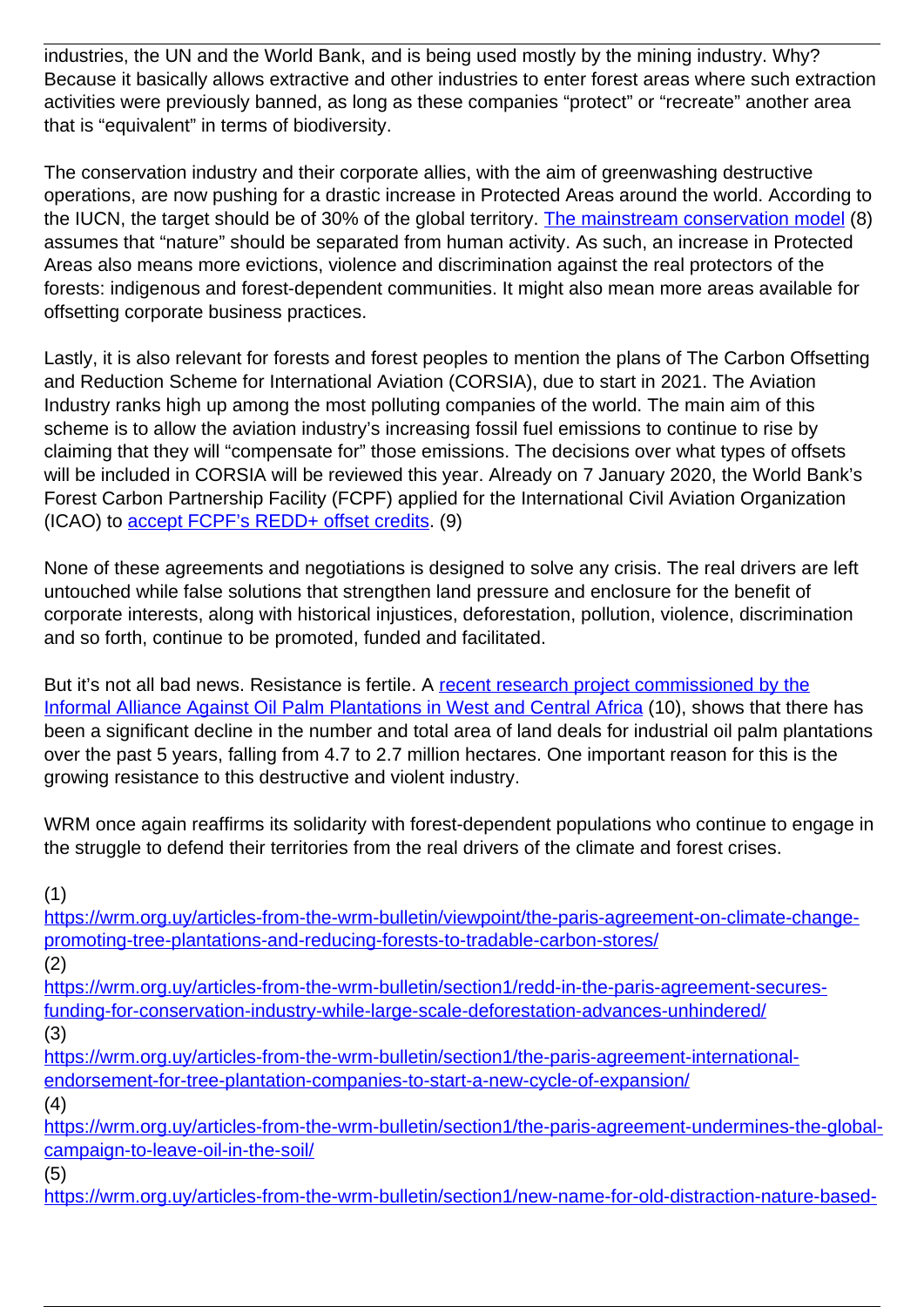industries, the UN and the World Bank, and is being used mostly by the mining industry. Why? Because it basically allows extractive and other industries to enter forest areas where such extraction activities were previously banned, as long as these companies "protect" or "recreate" another area that is "equivalent" in terms of biodiversity.

The conservation industry and their corporate allies, with the aim of greenwashing destructive operations, are now pushing for a drastic increase in Protected Areas around the world. According to the IUCN, the target should be of 30% of the global territory. [The mainstream conservation model](#) (8) assumes that "nature" should be separated from human activity. As such, an increase in Protected Areas also means more evictions, violence and discrimination against the real protectors of the forests: indigenous and forest-dependent communities. It might also mean more areas available for offsetting corporate business practices.

Lastly, it is also relevant for forests and forest peoples to mention the plans of The Carbon Offsetting and Reduction Scheme for International Aviation (CORSIA), due to start in 2021. The Aviation Industry ranks high up among the most polluting companies of the world. The main aim of this scheme is to allow the aviation industry's increasing fossil fuel emissions to continue to rise by claiming that they will "compensate for" those emissions. The decisions over what types of offsets will be included in CORSIA will be reviewed this year. Already on 7 January 2020, the World Bank's Forest Carbon Partnership Facility (FCPF) applied for the International Civil Aviation Organization (ICAO) to [accept FCPF's REDD+ offset credits](#). (9)

None of these agreements and negotiations is designed to solve any crisis. The real drivers are left untouched while false solutions that strengthen land pressure and enclosure for the benefit of corporate interests, along with historical injustices, deforestation, pollution, violence, discrimination and so forth, continue to be promoted, funded and facilitated.

But it's not all bad news. Resistance is fertile. A [recent research project commissioned by the Informal Alliance Against Oil Palm Plantations in West and Central Africa](#) (10), shows that there has been a significant decline in the number and total area of land deals for industrial oil palm plantations over the past 5 years, falling from 4.7 to 2.7 million hectares. One important reason for this is the growing resistance to this destructive and violent industry.

WRM once again reaffirms its solidarity with forest-dependent populations who continue to engage in the struggle to defend their territories from the real drivers of the climate and forest crises.

(1)
https://wrm.org.uy/articles-from-the-wrm-bulletin/viewpoint/the-paris-agreement-on-climate-change-promoting-tree-plantations-and-reducing-forests-to-tradable-carbon-stores/
(2)
https://wrm.org.uy/articles-from-the-wrm-bulletin/section1/redd-in-the-paris-agreement-secures-funding-for-conservation-industry-while-large-scale-deforestation-advances-unhindered/
(3)
https://wrm.org.uy/articles-from-the-wrm-bulletin/section1/the-paris-agreement-international-endorsement-for-tree-plantation-companies-to-start-a-new-cycle-of-expansion/
(4)
https://wrm.org.uy/articles-from-the-wrm-bulletin/section1/the-paris-agreement-undermines-the-global-campaign-to-leave-oil-in-the-soil/
(5)
https://wrm.org.uy/articles-from-the-wrm-bulletin/section1/new-name-for-old-distraction-nature-based-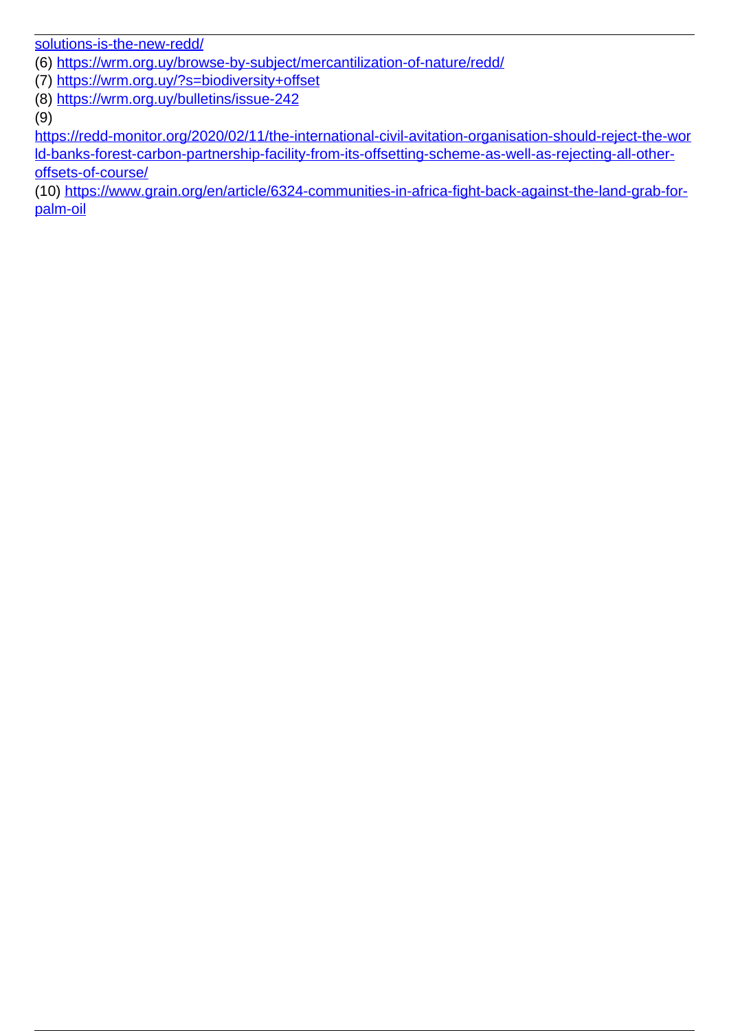solutions-is-the-new-redd/

(6) https://wrm.org.uy/browse-by-subject/mercantilization-of-nature/redd/

(7) https://wrm.org.uy/?s=biodiversity+offset

(8) https://wrm.org.uy/bulletins/issue-242

(9) https://redd-monitor.org/2020/02/11/the-international-civil-avitation-organisation-should-reject-the-world-banks-forest-carbon-partnership-facility-from-its-offsetting-scheme-as-well-as-rejecting-all-other-offsets-of-course/

(10) https://www.grain.org/en/article/6324-communities-in-africa-fight-back-against-the-land-grab-for-palm-oil